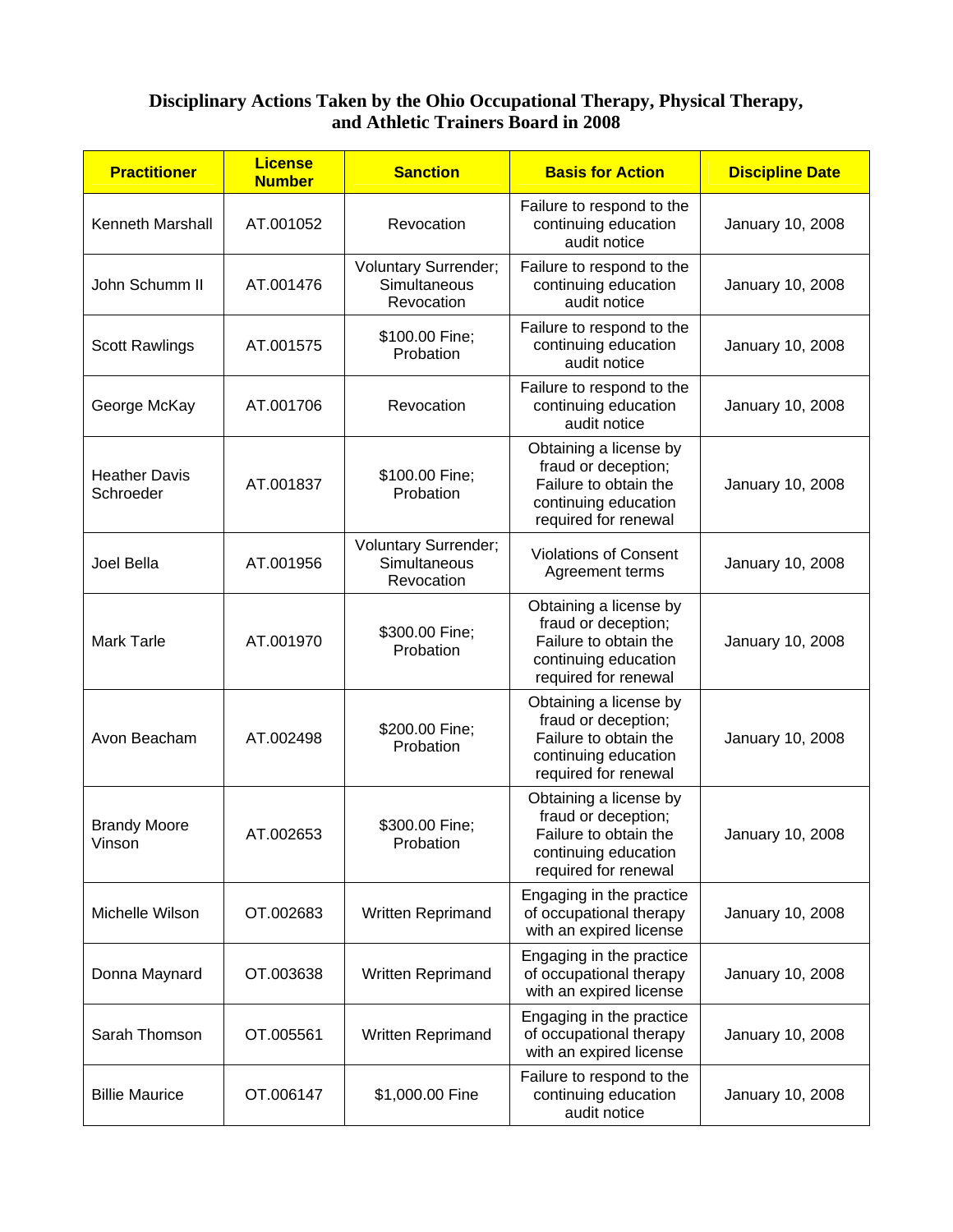# Disciplinary Actions Taken by the Ohio Occupational Therapy, Physical Therapy, and Athletic Trainers Board in 2008

| Practitioner | License Number | Sanction | Basis for Action | Discipline Date |
|---|---|---|---|---|
| Kenneth Marshall | AT.001052 | Revocation | Failure to respond to the continuing education audit notice | January 10, 2008 |
| John Schumm II | AT.001476 | Voluntary Surrender; Simultaneous Revocation | Failure to respond to the continuing education audit notice | January 10, 2008 |
| Scott Rawlings | AT.001575 | $100.00 Fine; Probation | Failure to respond to the continuing education audit notice | January 10, 2008 |
| George McKay | AT.001706 | Revocation | Failure to respond to the continuing education audit notice | January 10, 2008 |
| Heather Davis Schroeder | AT.001837 | $100.00 Fine; Probation | Obtaining a license by fraud or deception; Failure to obtain the continuing education required for renewal | January 10, 2008 |
| Joel Bella | AT.001956 | Voluntary Surrender; Simultaneous Revocation | Violations of Consent Agreement terms | January 10, 2008 |
| Mark Tarle | AT.001970 | $300.00 Fine; Probation | Obtaining a license by fraud or deception; Failure to obtain the continuing education required for renewal | January 10, 2008 |
| Avon Beacham | AT.002498 | $200.00 Fine; Probation | Obtaining a license by fraud or deception; Failure to obtain the continuing education required for renewal | January 10, 2008 |
| Brandy Moore Vinson | AT.002653 | $300.00 Fine; Probation | Obtaining a license by fraud or deception; Failure to obtain the continuing education required for renewal | January 10, 2008 |
| Michelle Wilson | OT.002683 | Written Reprimand | Engaging in the practice of occupational therapy with an expired license | January 10, 2008 |
| Donna Maynard | OT.003638 | Written Reprimand | Engaging in the practice of occupational therapy with an expired license | January 10, 2008 |
| Sarah Thomson | OT.005561 | Written Reprimand | Engaging in the practice of occupational therapy with an expired license | January 10, 2008 |
| Billie Maurice | OT.006147 | $1,000.00 Fine | Failure to respond to the continuing education audit notice | January 10, 2008 |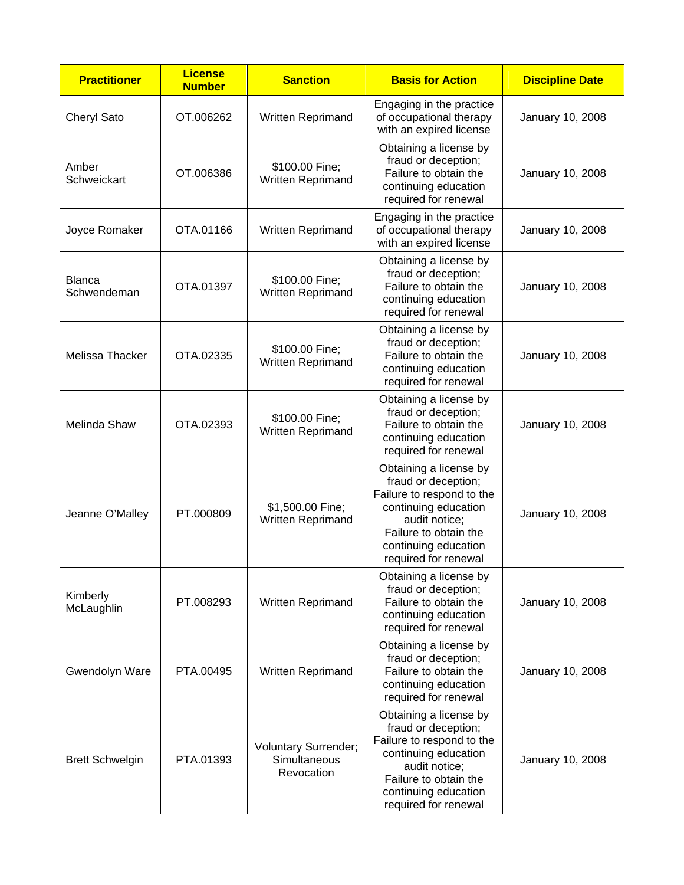| Practitioner | License Number | Sanction | Basis for Action | Discipline Date |
|---|---|---|---|---|
| Cheryl Sato | OT.006262 | Written Reprimand | Engaging in the practice of occupational therapy with an expired license | January 10, 2008 |
| Amber Schweickart | OT.006386 | $100.00 Fine; Written Reprimand | Obtaining a license by fraud or deception; Failure to obtain the continuing education required for renewal | January 10, 2008 |
| Joyce Romaker | OTA.01166 | Written Reprimand | Engaging in the practice of occupational therapy with an expired license | January 10, 2008 |
| Blanca Schwendeman | OTA.01397 | $100.00 Fine; Written Reprimand | Obtaining a license by fraud or deception; Failure to obtain the continuing education required for renewal | January 10, 2008 |
| Melissa Thacker | OTA.02335 | $100.00 Fine; Written Reprimand | Obtaining a license by fraud or deception; Failure to obtain the continuing education required for renewal | January 10, 2008 |
| Melinda Shaw | OTA.02393 | $100.00 Fine; Written Reprimand | Obtaining a license by fraud or deception; Failure to obtain the continuing education required for renewal | January 10, 2008 |
| Jeanne O'Malley | PT.000809 | $1,500.00 Fine; Written Reprimand | Obtaining a license by fraud or deception; Failure to respond to the continuing education audit notice; Failure to obtain the continuing education required for renewal | January 10, 2008 |
| Kimberly McLaughlin | PT.008293 | Written Reprimand | Obtaining a license by fraud or deception; Failure to obtain the continuing education required for renewal | January 10, 2008 |
| Gwendolyn Ware | PTA.00495 | Written Reprimand | Obtaining a license by fraud or deception; Failure to obtain the continuing education required for renewal | January 10, 2008 |
| Brett Schwelgin | PTA.01393 | Voluntary Surrender; Simultaneous Revocation | Obtaining a license by fraud or deception; Failure to respond to the continuing education audit notice; Failure to obtain the continuing education required for renewal | January 10, 2008 |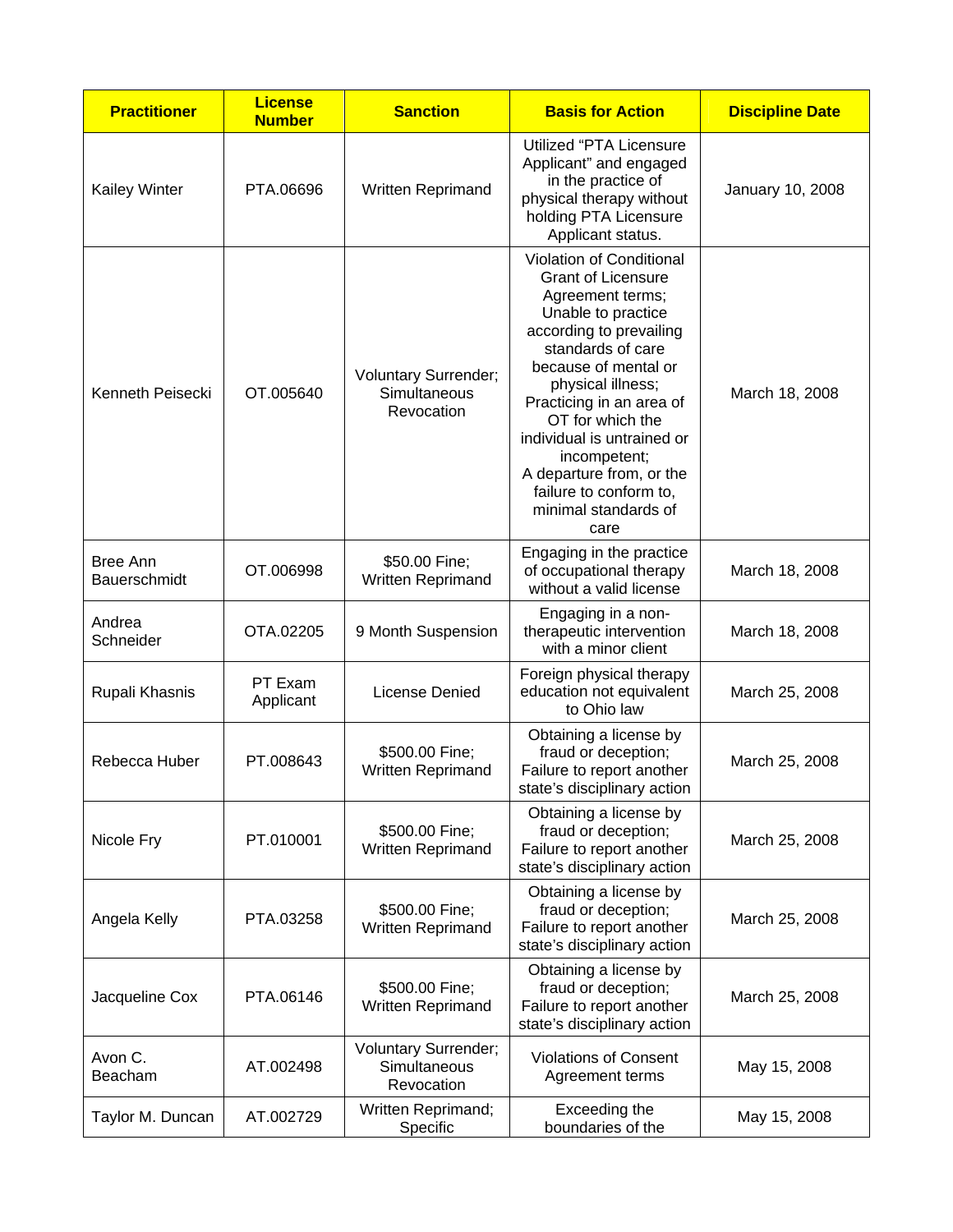| Practitioner | License Number | Sanction | Basis for Action | Discipline Date |
|---|---|---|---|---|
| Kailey Winter | PTA.06696 | Written Reprimand | Utilized "PTA Licensure Applicant" and engaged in the practice of physical therapy without holding PTA Licensure Applicant status. | January 10, 2008 |
| Kenneth Peisecki | OT.005640 | Voluntary Surrender; Simultaneous Revocation | Violation of Conditional Grant of Licensure Agreement terms; Unable to practice according to prevailing standards of care because of mental or physical illness; Practicing in an area of OT for which the individual is untrained or incompetent; A departure from, or the failure to conform to, minimal standards of care | March 18, 2008 |
| Bree Ann Bauerschmidt | OT.006998 | $50.00 Fine; Written Reprimand | Engaging in the practice of occupational therapy without a valid license | March 18, 2008 |
| Andrea Schneider | OTA.02205 | 9 Month Suspension | Engaging in a non-therapeutic intervention with a minor client | March 18, 2008 |
| Rupali Khasnis | PT Exam Applicant | License Denied | Foreign physical therapy education not equivalent to Ohio law | March 25, 2008 |
| Rebecca Huber | PT.008643 | $500.00 Fine; Written Reprimand | Obtaining a license by fraud or deception; Failure to report another state's disciplinary action | March 25, 2008 |
| Nicole Fry | PT.010001 | $500.00 Fine; Written Reprimand | Obtaining a license by fraud or deception; Failure to report another state's disciplinary action | March 25, 2008 |
| Angela Kelly | PTA.03258 | $500.00 Fine; Written Reprimand | Obtaining a license by fraud or deception; Failure to report another state's disciplinary action | March 25, 2008 |
| Jacqueline Cox | PTA.06146 | $500.00 Fine; Written Reprimand | Obtaining a license by fraud or deception; Failure to report another state's disciplinary action | March 25, 2008 |
| Avon C. Beacham | AT.002498 | Voluntary Surrender; Simultaneous Revocation | Violations of Consent Agreement terms | May 15, 2008 |
| Taylor M. Duncan | AT.002729 | Written Reprimand; Specific | Exceeding the boundaries of the | May 15, 2008 |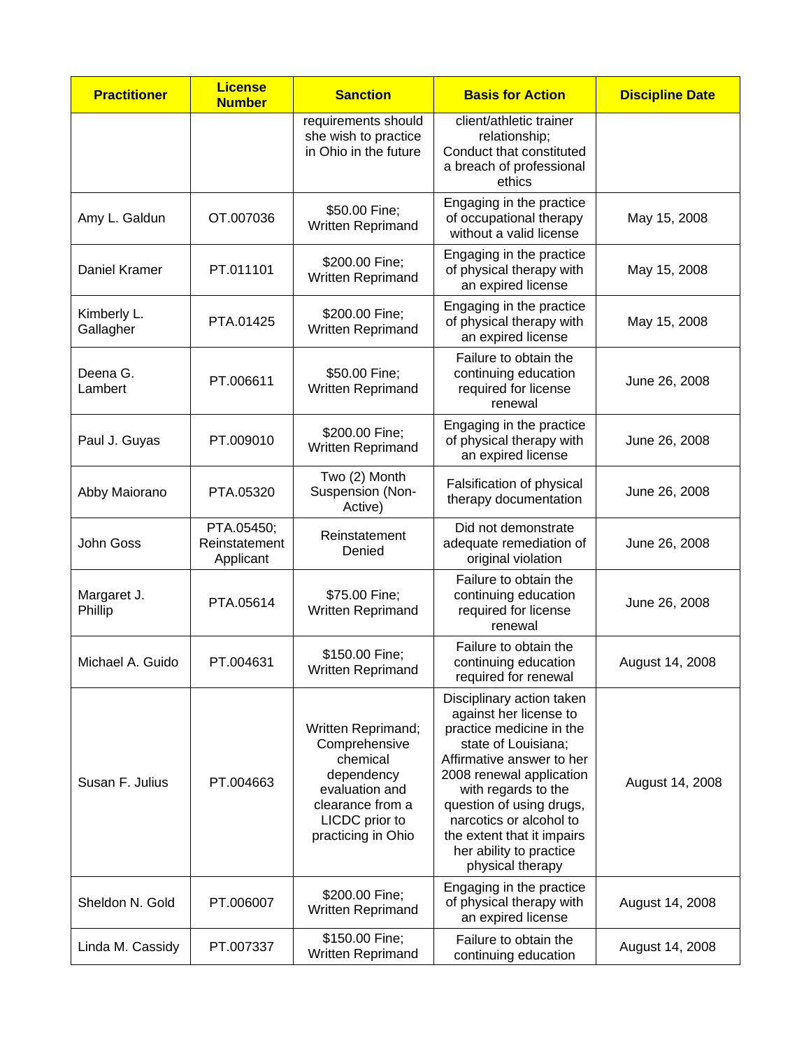| Practitioner | License Number | Sanction | Basis for Action | Discipline Date |
|---|---|---|---|---|
| | | requirements should she wish to practice in Ohio in the future | client/athletic trainer relationship; Conduct that constituted a breach of professional ethics | |
| Amy L. Galdun | OT.007036 | $50.00 Fine; Written Reprimand | Engaging in the practice of occupational therapy without a valid license | May 15, 2008 |
| Daniel Kramer | PT.011101 | $200.00 Fine; Written Reprimand | Engaging in the practice of physical therapy with an expired license | May 15, 2008 |
| Kimberly L. Gallagher | PTA.01425 | $200.00 Fine; Written Reprimand | Engaging in the practice of physical therapy with an expired license | May 15, 2008 |
| Deena G. Lambert | PT.006611 | $50.00 Fine; Written Reprimand | Failure to obtain the continuing education required for license renewal | June 26, 2008 |
| Paul J. Guyas | PT.009010 | $200.00 Fine; Written Reprimand | Engaging in the practice of physical therapy with an expired license | June 26, 2008 |
| Abby Maiorano | PTA.05320 | Two (2) Month Suspension (Non-Active) | Falsification of physical therapy documentation | June 26, 2008 |
| John Goss | PTA.05450; Reinstatement Applicant | Reinstatement Denied | Did not demonstrate adequate remediation of original violation | June 26, 2008 |
| Margaret J. Phillip | PTA.05614 | $75.00 Fine; Written Reprimand | Failure to obtain the continuing education required for license renewal | June 26, 2008 |
| Michael A. Guido | PT.004631 | $150.00 Fine; Written Reprimand | Failure to obtain the continuing education required for renewal | August 14, 2008 |
| Susan F. Julius | PT.004663 | Written Reprimand; Comprehensive chemical dependency evaluation and clearance from a LICDC prior to practicing in Ohio | Disciplinary action taken against her license to practice medicine in the state of Louisiana; Affirmative answer to her 2008 renewal application with regards to the question of using drugs, narcotics or alcohol to the extent that it impairs her ability to practice physical therapy | August 14, 2008 |
| Sheldon N. Gold | PT.006007 | $200.00 Fine; Written Reprimand | Engaging in the practice of physical therapy with an expired license | August 14, 2008 |
| Linda M. Cassidy | PT.007337 | $150.00 Fine; Written Reprimand | Failure to obtain the continuing education | August 14, 2008 |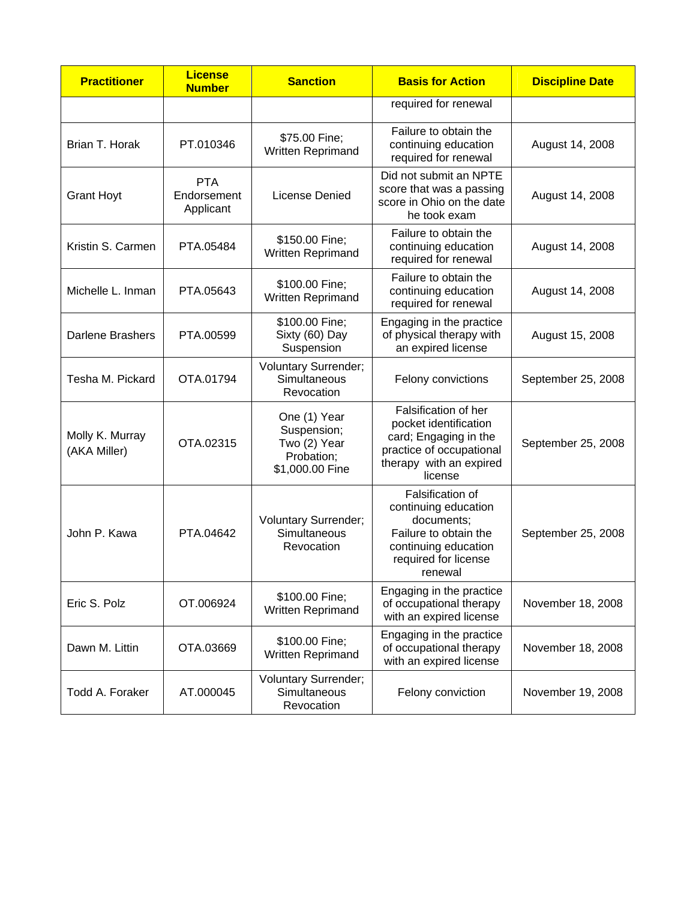| Practitioner | License Number | Sanction | Basis for Action | Discipline Date |
|---|---|---|---|---|
| | | | required for renewal | |
| Brian T. Horak | PT.010346 | $75.00 Fine; Written Reprimand | Failure to obtain the continuing education required for renewal | August 14, 2008 |
| Grant Hoyt | PTA Endorsement Applicant | License Denied | Did not submit an NPTE score that was a passing score in Ohio on the date he took exam | August 14, 2008 |
| Kristin S. Carmen | PTA.05484 | $150.00 Fine; Written Reprimand | Failure to obtain the continuing education required for renewal | August 14, 2008 |
| Michelle L. Inman | PTA.05643 | $100.00 Fine; Written Reprimand | Failure to obtain the continuing education required for renewal | August 14, 2008 |
| Darlene Brashers | PTA.00599 | $100.00 Fine; Sixty (60) Day Suspension | Engaging in the practice of physical therapy with an expired license | August 15, 2008 |
| Tesha M. Pickard | OTA.01794 | Voluntary Surrender; Simultaneous Revocation | Felony convictions | September 25, 2008 |
| Molly K. Murray (AKA Miller) | OTA.02315 | One (1) Year Suspension; Two (2) Year Probation; $1,000.00 Fine | Falsification of her pocket identification card; Engaging in the practice of occupational therapy with an expired license | September 25, 2008 |
| John P. Kawa | PTA.04642 | Voluntary Surrender; Simultaneous Revocation | Falsification of continuing education documents; Failure to obtain the continuing education required for license renewal | September 25, 2008 |
| Eric S. Polz | OT.006924 | $100.00 Fine; Written Reprimand | Engaging in the practice of occupational therapy with an expired license | November 18, 2008 |
| Dawn M. Littin | OTA.03669 | $100.00 Fine; Written Reprimand | Engaging in the practice of occupational therapy with an expired license | November 18, 2008 |
| Todd A. Foraker | AT.000045 | Voluntary Surrender; Simultaneous Revocation | Felony conviction | November 19, 2008 |